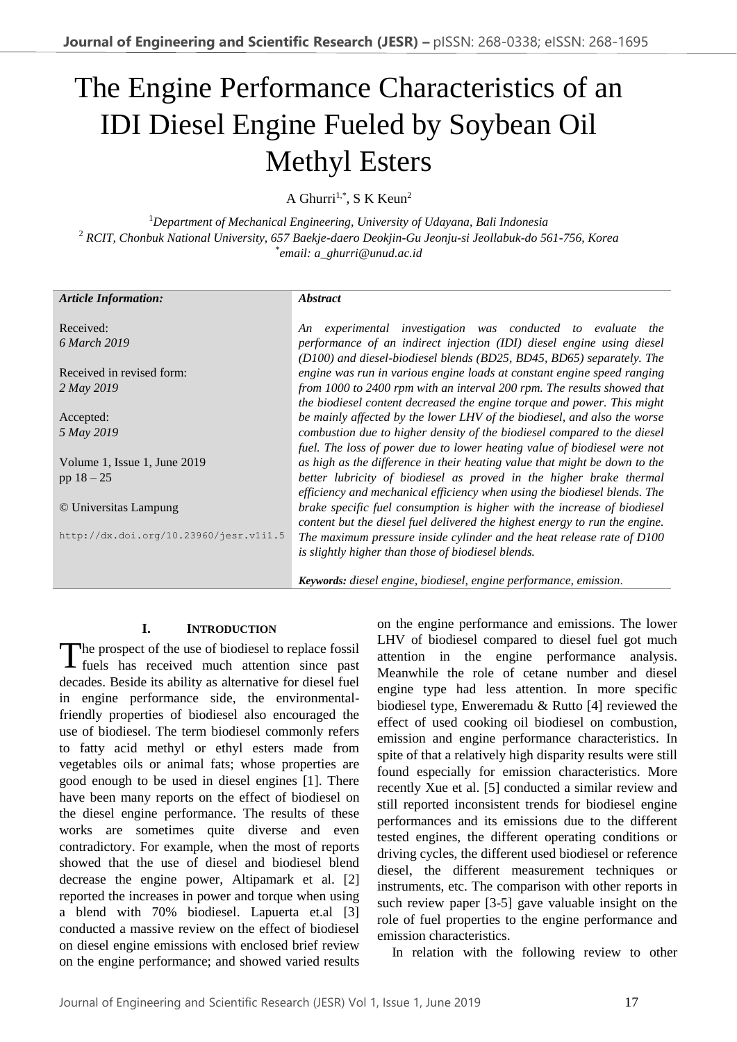# The Engine Performance Characteristics of an IDI Diesel Engine Fueled by Soybean Oil Methyl Esters

A Ghurri[1,*], S K Keun[2]

[1]*Department of Mechanical Engineering, University of Udayana, Bali Indonesia*
[2] *RCIT, Chonbuk National University, 657 Baekje-daero Deokjin-Gu Jeonju-si Jeollabuk-do 561-756, Korea*
[*]*email: a_ghurri@unud.ac.id*

***Article Information:***

Received:
*6 March 2019*

Received in revised form:
*2 May 2019*

Accepted:
*5 May 2019*

Volume 1, Issue 1, June 2019
pp 18 – 25

© Universitas Lampung

http://dx.doi.org/10.23960/jesr.v1i1.5

***Abstract***

*An experimental investigation was conducted to evaluate the performance of an indirect injection (IDI) diesel engine using diesel (D100) and diesel-biodiesel blends (BD25, BD45, BD65) separately. The engine was run in various engine loads at constant engine speed ranging from 1000 to 2400 rpm with an interval 200 rpm. The results showed that the biodiesel content decreased the engine torque and power. This might be mainly affected by the lower LHV of the biodiesel, and also the worse combustion due to higher density of the biodiesel compared to the diesel fuel. The loss of power due to lower heating value of biodiesel were not as high as the difference in their heating value that might be down to the better lubricity of biodiesel as proved in the higher brake thermal efficiency and mechanical efficiency when using the biodiesel blends. The brake specific fuel consumption is higher with the increase of biodiesel content but the diesel fuel delivered the highest energy to run the engine. The maximum pressure inside cylinder and the heat release rate of D100 is slightly higher than those of biodiesel blends.*

***Keywords:*** *diesel engine, biodiesel, engine performance, emission.*

## I. Introduction

The prospect of the use of biodiesel to replace fossil fuels has received much attention since past decades. Beside its ability as alternative for diesel fuel in engine performance side, the environmental-friendly properties of biodiesel also encouraged the use of biodiesel. The term biodiesel commonly refers to fatty acid methyl or ethyl esters made from vegetables oils or animal fats; whose properties are good enough to be used in diesel engines [1]. There have been many reports on the effect of biodiesel on the diesel engine performance. The results of these works are sometimes quite diverse and even contradictory. For example, when the most of reports showed that the use of diesel and biodiesel blend decrease the engine power, Altipamark et al. [2] reported the increases in power and torque when using a blend with 70% biodiesel. Lapuerta et.al [3] conducted a massive review on the effect of biodiesel on diesel engine emissions with enclosed brief review on the engine performance; and showed varied results on the engine performance and emissions. The lower LHV of biodiesel compared to diesel fuel got much attention in the engine performance analysis. Meanwhile the role of cetane number and diesel engine type had less attention. In more specific biodiesel type, Enweremadu & Rutto [4] reviewed the effect of used cooking oil biodiesel on combustion, emission and engine performance characteristics. In spite of that a relatively high disparity results were still found especially for emission characteristics. More recently Xue et al. [5] conducted a similar review and still reported inconsistent trends for biodiesel engine performances and its emissions due to the different tested engines, the different operating conditions or driving cycles, the different used biodiesel or reference diesel, the different measurement techniques or instruments, etc. The comparison with other reports in such review paper [3-5] gave valuable insight on the role of fuel properties to the engine performance and emission characteristics.

In relation with the following review to other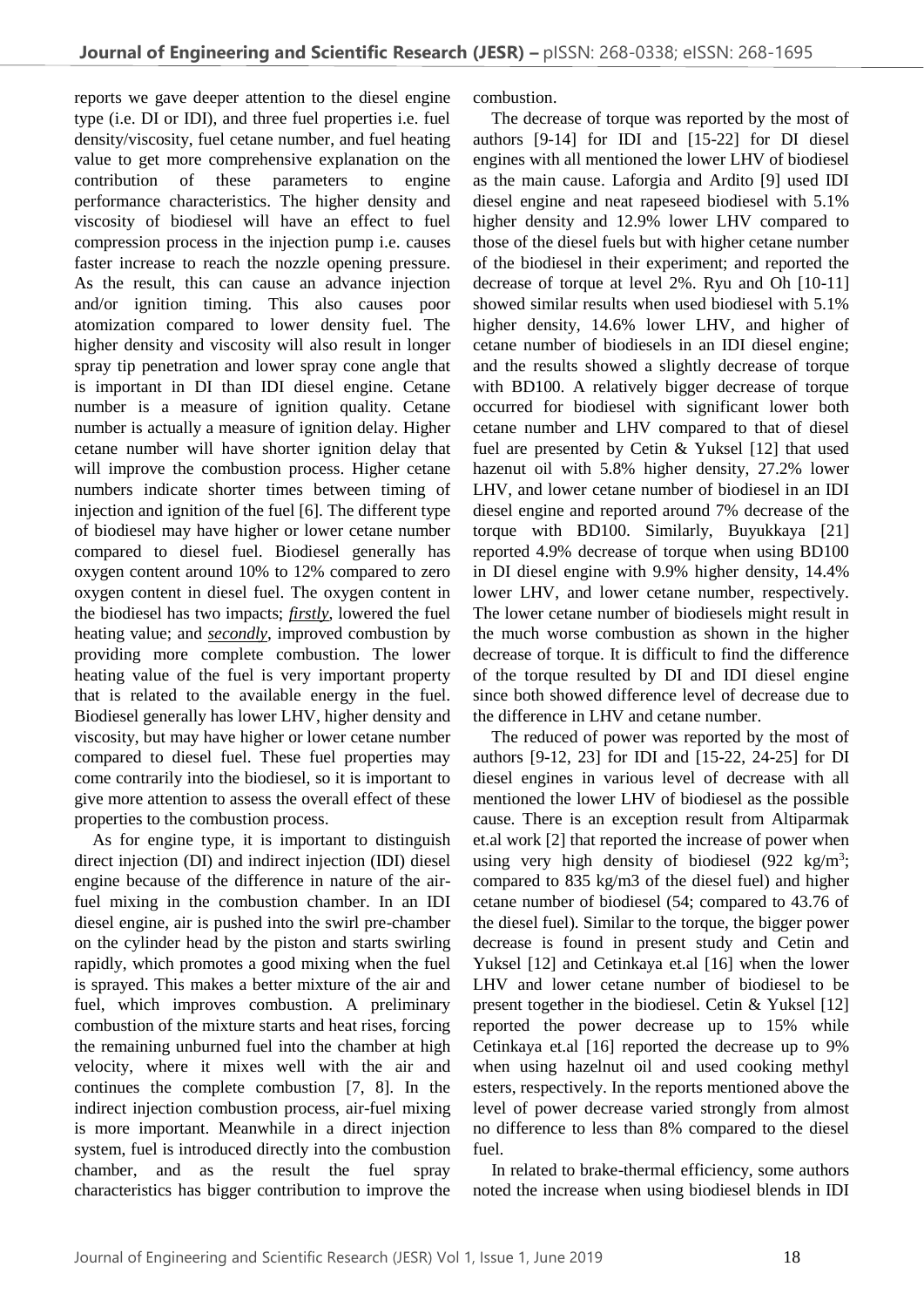reports we gave deeper attention to the diesel engine type (i.e. DI or IDI), and three fuel properties i.e. fuel density/viscosity, fuel cetane number, and fuel heating value to get more comprehensive explanation on the contribution of these parameters to engine performance characteristics. The higher density and viscosity of biodiesel will have an effect to fuel compression process in the injection pump i.e. causes faster increase to reach the nozzle opening pressure. As the result, this can cause an advance injection and/or ignition timing. This also causes poor atomization compared to lower density fuel. The higher density and viscosity will also result in longer spray tip penetration and lower spray cone angle that is important in DI than IDI diesel engine. Cetane number is a measure of ignition quality. Cetane number is actually a measure of ignition delay. Higher cetane number will have shorter ignition delay that will improve the combustion process. Higher cetane numbers indicate shorter times between timing of injection and ignition of the fuel [6]. The different type of biodiesel may have higher or lower cetane number compared to diesel fuel. Biodiesel generally has oxygen content around 10% to 12% compared to zero oxygen content in diesel fuel. The oxygen content in the biodiesel has two impacts; ***firstly***, lowered the fuel heating value; and ***secondly***, improved combustion by providing more complete combustion. The lower heating value of the fuel is very important property that is related to the available energy in the fuel. Biodiesel generally has lower LHV, higher density and viscosity, but may have higher or lower cetane number compared to diesel fuel. These fuel properties may come contrarily into the biodiesel, so it is important to give more attention to assess the overall effect of these properties to the combustion process.

As for engine type, it is important to distinguish direct injection (DI) and indirect injection (IDI) diesel engine because of the difference in nature of the air-fuel mixing in the combustion chamber. In an IDI diesel engine, air is pushed into the swirl pre-chamber on the cylinder head by the piston and starts swirling rapidly, which promotes a good mixing when the fuel is sprayed. This makes a better mixture of the air and fuel, which improves combustion. A preliminary combustion of the mixture starts and heat rises, forcing the remaining unburned fuel into the chamber at high velocity, where it mixes well with the air and continues the complete combustion [7, 8]. In the indirect injection combustion process, air-fuel mixing is more important. Meanwhile in a direct injection system, fuel is introduced directly into the combustion chamber, and as the result the fuel spray characteristics has bigger contribution to improve the combustion.

The decrease of torque was reported by the most of authors [9-14] for IDI and [15-22] for DI diesel engines with all mentioned the lower LHV of biodiesel as the main cause. Laforgia and Ardito [9] used IDI diesel engine and neat rapeseed biodiesel with 5.1% higher density and 12.9% lower LHV compared to those of the diesel fuels but with higher cetane number of the biodiesel in their experiment; and reported the decrease of torque at level 2%. Ryu and Oh [10-11] showed similar results when used biodiesel with 5.1% higher density, 14.6% lower LHV, and higher of cetane number of biodiesels in an IDI diesel engine; and the results showed a slightly decrease of torque with BD100. A relatively bigger decrease of torque occurred for biodiesel with significant lower both cetane number and LHV compared to that of diesel fuel are presented by Cetin & Yuksel [12] that used hazenut oil with 5.8% higher density, 27.2% lower LHV, and lower cetane number of biodiesel in an IDI diesel engine and reported around 7% decrease of the torque with BD100. Similarly, Buyukkaya [21] reported 4.9% decrease of torque when using BD100 in DI diesel engine with 9.9% higher density, 14.4% lower LHV, and lower cetane number, respectively. The lower cetane number of biodiesels might result in the much worse combustion as shown in the higher decrease of torque. It is difficult to find the difference of the torque resulted by DI and IDI diesel engine since both showed difference level of decrease due to the difference in LHV and cetane number.

The reduced of power was reported by the most of authors [9-12, 23] for IDI and [15-22, 24-25] for DI diesel engines in various level of decrease with all mentioned the lower LHV of biodiesel as the possible cause. There is an exception result from Altiparmak et.al work [2] that reported the increase of power when using very high density of biodiesel (922 $kg/m^3$; compared to 835 kg/m3 of the diesel fuel) and higher cetane number of biodiesel (54; compared to 43.76 of the diesel fuel). Similar to the torque, the bigger power decrease is found in present study and Cetin and Yuksel [12] and Cetinkaya et.al [16] when the lower LHV and lower cetane number of biodiesel to be present together in the biodiesel. Cetin & Yuksel [12] reported the power decrease up to 15% while Cetinkaya et.al [16] reported the decrease up to 9% when using hazelnut oil and used cooking methyl esters, respectively. In the reports mentioned above the level of power decrease varied strongly from almost no difference to less than 8% compared to the diesel fuel.

In related to brake-thermal efficiency, some authors noted the increase when using biodiesel blends in IDI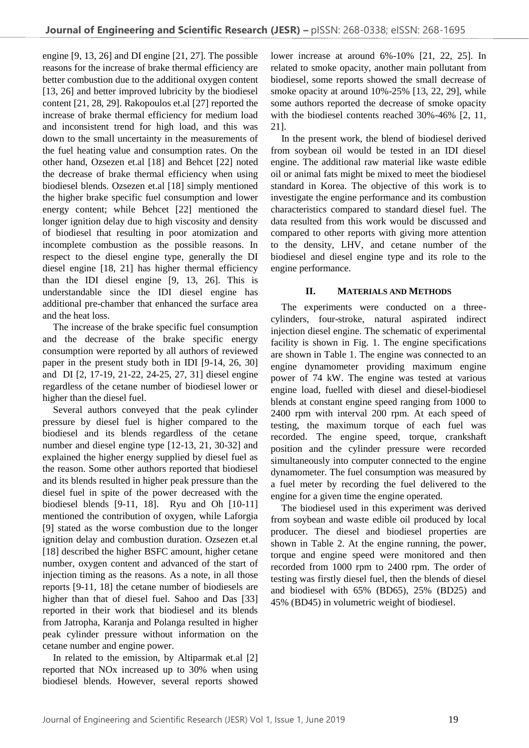engine [9, 13, 26] and DI engine [21, 27]. The possible reasons for the increase of brake thermal efficiency are better combustion due to the additional oxygen content [13, 26] and better improved lubricity by the biodiesel content [21, 28, 29]. Rakopoulos et.al [27] reported the increase of brake thermal efficiency for medium load and inconsistent trend for high load, and this was down to the small uncertainty in the measurements of the fuel heating value and consumption rates. On the other hand, Ozsezen et.al [18] and Behcet [22] noted the decrease of brake thermal efficiency when using biodiesel blends. Ozsezen et.al [18] simply mentioned the higher brake specific fuel consumption and lower energy content; while Behcet [22] mentioned the longer ignition delay due to high viscosity and density of biodiesel that resulting in poor atomization and incomplete combustion as the possible reasons. In respect to the diesel engine type, generally the DI diesel engine [18, 21] has higher thermal efficiency than the IDI diesel engine [9, 13, 26]. This is understandable since the IDI diesel engine has additional pre-chamber that enhanced the surface area and the heat loss.

The increase of the brake specific fuel consumption and the decrease of the brake specific energy consumption were reported by all authors of reviewed paper in the present study both in IDI [9-14, 26, 30] and DI [2, 17-19, 21-22, 24-25, 27, 31] diesel engine regardless of the cetane number of biodiesel lower or higher than the diesel fuel.

Several authors conveyed that the peak cylinder pressure by diesel fuel is higher compared to the biodiesel and its blends regardless of the cetane number and diesel engine type [12-13, 21, 30-32] and explained the higher energy supplied by diesel fuel as the reason. Some other authors reported that biodiesel and its blends resulted in higher peak pressure than the diesel fuel in spite of the power decreased with the biodiesel blends [9-11, 18]. Ryu and Oh [10-11] mentioned the contribution of oxygen, while Laforgia [9] stated as the worse combustion due to the longer ignition delay and combustion duration. Ozsezen et.al [18] described the higher BSFC amount, higher cetane number, oxygen content and advanced of the start of injection timing as the reasons. As a note, in all those reports [9-11, 18] the cetane number of biodiesels are higher than that of diesel fuel. Sahoo and Das [33] reported in their work that biodiesel and its blends from Jatropha, Karanja and Polanga resulted in higher peak cylinder pressure without information on the cetane number and engine power.

In related to the emission, by Altiparmak et.al [2] reported that NOx increased up to 30% when using biodiesel blends. However, several reports showed lower increase at around 6%-10% [21, 22, 25]. In related to smoke opacity, another main pollutant from biodiesel, some reports showed the small decrease of smoke opacity at around 10%-25% [13, 22, 29], while some authors reported the decrease of smoke opacity with the biodiesel contents reached 30%-46% [2, 11, 21].

In the present work, the blend of biodiesel derived from soybean oil would be tested in an IDI diesel engine. The additional raw material like waste edible oil or animal fats might be mixed to meet the biodiesel standard in Korea. The objective of this work is to investigate the engine performance and its combustion characteristics compared to standard diesel fuel. The data resulted from this work would be discussed and compared to other reports with giving more attention to the density, LHV, and cetane number of the biodiesel and diesel engine type and its role to the engine performance.

## II. Materials and Methods

The experiments were conducted on a three-cylinders, four-stroke, natural aspirated indirect injection diesel engine. The schematic of experimental facility is shown in Fig. 1. The engine specifications are shown in Table 1. The engine was connected to an engine dynamometer providing maximum engine power of 74 kW. The engine was tested at various engine load, fuelled with diesel and diesel-biodiesel blends at constant engine speed ranging from 1000 to 2400 rpm with interval 200 rpm. At each speed of testing, the maximum torque of each fuel was recorded. The engine speed, torque, crankshaft position and the cylinder pressure were recorded simultaneously into computer connected to the engine dynamometer. The fuel consumption was measured by a fuel meter by recording the fuel delivered to the engine for a given time the engine operated.

The biodiesel used in this experiment was derived from soybean and waste edible oil produced by local producer. The diesel and biodiesel properties are shown in Table 2. At the engine running, the power, torque and engine speed were monitored and then recorded from 1000 rpm to 2400 rpm. The order of testing was firstly diesel fuel, then the blends of diesel and biodiesel with 65% (BD65), 25% (BD25) and 45% (BD45) in volumetric weight of biodiesel.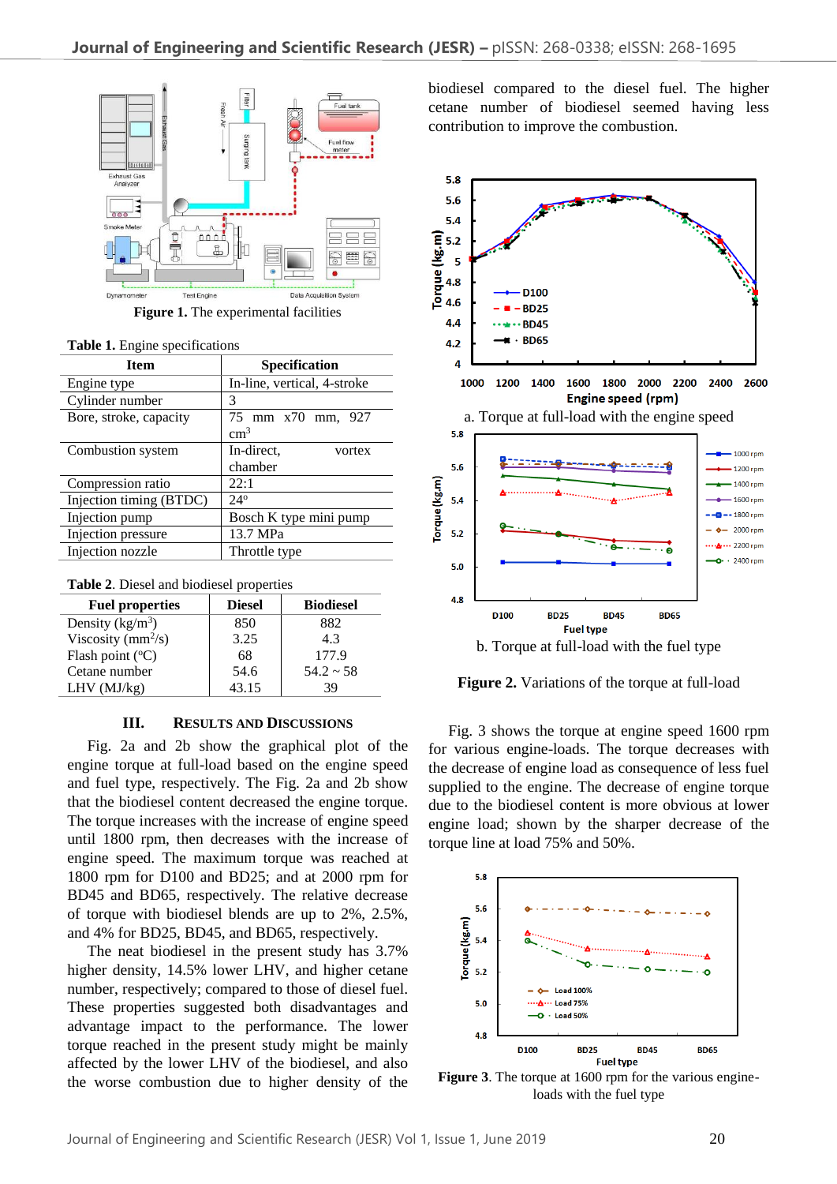Figure 1. The experimental facilities

Table 1. Engine specifications

| Item | Specification |
|---|---|
| Engine type | In-line, vertical, 4-stroke |
| Cylinder number | 3 |
| Bore, stroke, capacity | 75 mm x70 mm, 927 $cm^3$ |
| Combustion system | In-direct, vortex chamber |
| Compression ratio | 22:1 |
| Injection timing (BTDC) | 24$^o$ |
| Injection pump | Bosch K type mini pump |
| Injection pressure | 13.7 MPa |
| Injection nozzle | Throttle type |

Table 2. Diesel and biodiesel properties

| Fuel properties | Diesel | Biodiesel |
|---|---|---|
| Density (kg/$m^3$) | 850 | 882 |
| Viscosity ($mm^2$/s) | 3.25 | 4.3 |
| Flash point ($^o$C) | 68 | 177.9 |
| Cetane number | 54.6 | 54.2 ~ 58 |
| LHV (MJ/kg) | 43.15 | 39 |

## III. Results and Discussions

Fig. 2a and 2b show the graphical plot of the engine torque at full-load based on the engine speed and fuel type, respectively. The Fig. 2a and 2b show that the biodiesel content decreased the engine torque. The torque increases with the increase of engine speed until 1800 rpm, then decreases with the increase of engine speed. The maximum torque was reached at 1800 rpm for D100 and BD25; and at 2000 rpm for BD45 and BD65, respectively. The relative decrease of torque with biodiesel blends are up to 2%, 2.5%, and 4% for BD25, BD45, and BD65, respectively.

The neat biodiesel in the present study has 3.7% higher density, 14.5% lower LHV, and higher cetane number, respectively; compared to those of diesel fuel. These properties suggested both disadvantages and advantage impact to the performance. The lower torque reached in the present study might be mainly affected by the lower LHV of the biodiesel, and also the worse combustion due to higher density of the biodiesel compared to the diesel fuel. The higher cetane number of biodiesel seemed having less contribution to improve the combustion.

a. Torque at full-load with the engine speed

b. Torque at full-load with the fuel type

Figure 2. Variations of the torque at full-load

Fig. 3 shows the torque at engine speed 1600 rpm for various engine-loads. The torque decreases with the decrease of engine load as consequence of less fuel supplied to the engine. The decrease of engine torque due to the biodiesel content is more obvious at lower engine load; shown by the sharper decrease of the torque line at load 75% and 50%.

Figure 3. The torque at 1600 rpm for the various engine-loads with the fuel type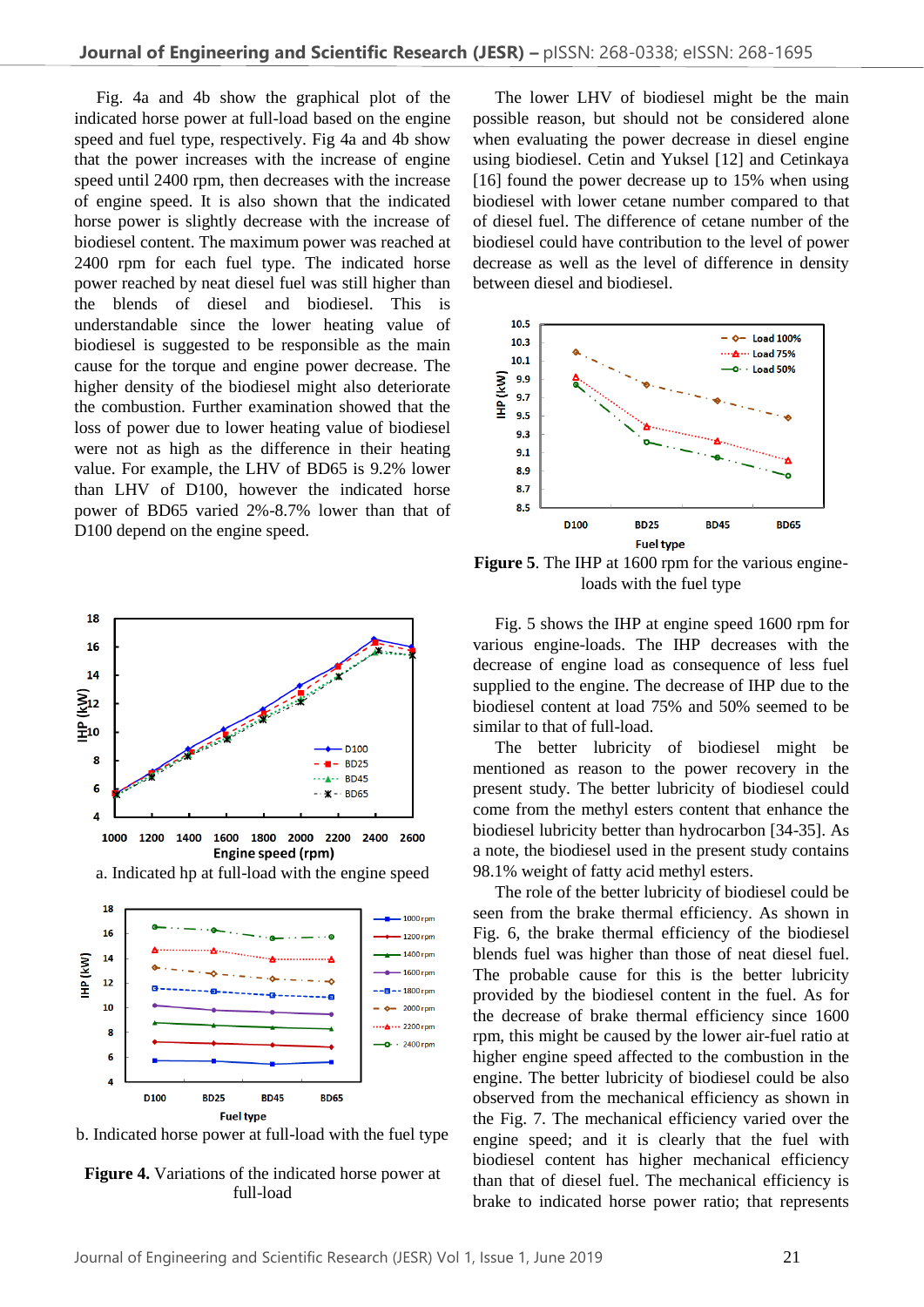Fig. 4a and 4b show the graphical plot of the indicated horse power at full-load based on the engine speed and fuel type, respectively. Fig 4a and 4b show that the power increases with the increase of engine speed until 2400 rpm, then decreases with the increase of engine speed. It is also shown that the indicated horse power is slightly decrease with the increase of biodiesel content. The maximum power was reached at 2400 rpm for each fuel type. The indicated horse power reached by neat diesel fuel was still higher than the blends of diesel and biodiesel. This is understandable since the lower heating value of biodiesel is suggested to be responsible as the main cause for the torque and engine power decrease. The higher density of the biodiesel might also deteriorate the combustion. Further examination showed that the loss of power due to lower heating value of biodiesel were not as high as the difference in their heating value. For example, the LHV of BD65 is 9.2% lower than LHV of D100, however the indicated horse power of BD65 varied 2%-8.7% lower than that of D100 depend on the engine speed.

a. Indicated hp at full-load with the engine speed

b. Indicated horse power at full-load with the fuel type

**Figure 4.** Variations of the indicated horse power at full-load

The lower LHV of biodiesel might be the main possible reason, but should not be considered alone when evaluating the power decrease in diesel engine using biodiesel. Cetin and Yuksel [12] and Cetinkaya [16] found the power decrease up to 15% when using biodiesel with lower cetane number compared to that of diesel fuel. The difference of cetane number of the biodiesel could have contribution to the level of power decrease as well as the level of difference in density between diesel and biodiesel.

**Figure 5**. The IHP at 1600 rpm for the various engine-loads with the fuel type

Fig. 5 shows the IHP at engine speed 1600 rpm for various engine-loads. The IHP decreases with the decrease of engine load as consequence of less fuel supplied to the engine. The decrease of IHP due to the biodiesel content at load 75% and 50% seemed to be similar to that of full-load.

The better lubricity of biodiesel might be mentioned as reason to the power recovery in the present study. The better lubricity of biodiesel could come from the methyl esters content that enhance the biodiesel lubricity better than hydrocarbon [34-35]. As a note, the biodiesel used in the present study contains 98.1% weight of fatty acid methyl esters.

The role of the better lubricity of biodiesel could be seen from the brake thermal efficiency. As shown in Fig. 6, the brake thermal efficiency of the biodiesel blends fuel was higher than those of neat diesel fuel. The probable cause for this is the better lubricity provided by the biodiesel content in the fuel. As for the decrease of brake thermal efficiency since 1600 rpm, this might be caused by the lower air-fuel ratio at higher engine speed affected to the combustion in the engine. The better lubricity of biodiesel could be also observed from the mechanical efficiency as shown in the Fig. 7. The mechanical efficiency varied over the engine speed; and it is clearly that the fuel with biodiesel content has higher mechanical efficiency than that of diesel fuel. The mechanical efficiency is brake to indicated horse power ratio; that represents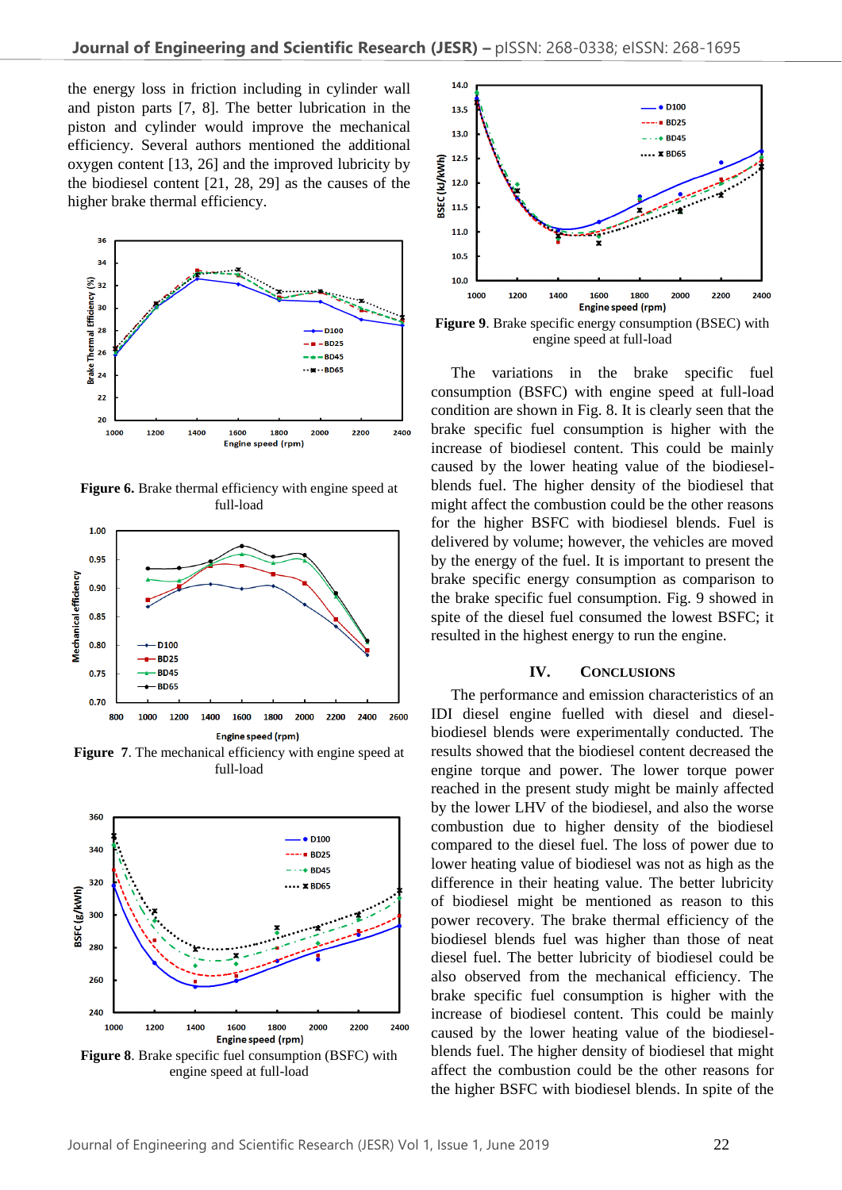the energy loss in friction including in cylinder wall and piston parts [7, 8]. The better lubrication in the piston and cylinder would improve the mechanical efficiency. Several authors mentioned the additional oxygen content [13, 26] and the improved lubricity by the biodiesel content [21, 28, 29] as the causes of the higher brake thermal efficiency.

**Figure 6.** Brake thermal efficiency with engine speed at full-load

**Figure 7**. The mechanical efficiency with engine speed at full-load

**Figure 8**. Brake specific fuel consumption (BSFC) with engine speed at full-load

**Figure 9**. Brake specific energy consumption (BSEC) with engine speed at full-load

The variations in the brake specific fuel consumption (BSFC) with engine speed at full-load condition are shown in Fig. 8. It is clearly seen that the brake specific fuel consumption is higher with the increase of biodiesel content. This could be mainly caused by the lower heating value of the biodiesel-blends fuel. The higher density of the biodiesel that might affect the combustion could be the other reasons for the higher BSFC with biodiesel blends. Fuel is delivered by volume; however, the vehicles are moved by the energy of the fuel. It is important to present the brake specific energy consumption as comparison to the brake specific fuel consumption. Fig. 9 showed in spite of the diesel fuel consumed the lowest BSFC; it resulted in the highest energy to run the engine.

## IV. CONCLUSIONS

The performance and emission characteristics of an IDI diesel engine fuelled with diesel and diesel-biodiesel blends were experimentally conducted. The results showed that the biodiesel content decreased the engine torque and power. The lower torque power reached in the present study might be mainly affected by the lower LHV of the biodiesel, and also the worse combustion due to higher density of the biodiesel compared to the diesel fuel. The loss of power due to lower heating value of biodiesel was not as high as the difference in their heating value. The better lubricity of biodiesel might be mentioned as reason to this power recovery. The brake thermal efficiency of the biodiesel blends fuel was higher than those of neat diesel fuel. The better lubricity of biodiesel could be also observed from the mechanical efficiency. The brake specific fuel consumption is higher with the increase of biodiesel content. This could be mainly caused by the lower heating value of the biodiesel-blends fuel. The higher density of biodiesel that might affect the combustion could be the other reasons for the higher BSFC with biodiesel blends. In spite of the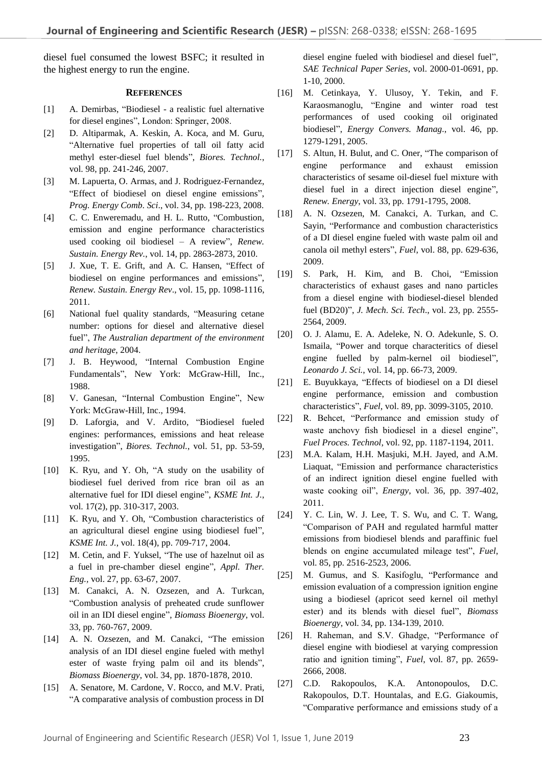diesel fuel consumed the lowest BSFC; it resulted in the highest energy to run the engine.

## REFERENCES

[1] A. Demirbas, “Biodiesel - a realistic fuel alternative for diesel engines”, London: Springer, 2008.

[2] D. Altiparmak, A. Keskin, A. Koca, and M. Guru, “Alternative fuel properties of tall oil fatty acid methyl ester-diesel fuel blends”, *Biores. Technol.*, vol. 98, pp. 241-246, 2007.

[3] M. Lapuerta, O. Armas, and J. Rodriguez-Fernandez, “Effect of biodiesel on diesel engine emissions”, *Prog. Energy Comb. Sci*., vol. 34, pp. 198-223, 2008.

[4] C. C. Enweremadu, and H. L. Rutto, “Combustion, emission and engine performance characteristics used cooking oil biodiesel – A review”, *Renew. Sustain. Energy Rev.*, vol. 14, pp. 2863-2873, 2010.

[5] J. Xue, T. E. Grift, and A. C. Hansen, “Effect of biodiesel on engine performances and emissions”, *Renew. Sustain. Energy Rev*., vol. 15, pp. 1098-1116, 2011.

[6] National fuel quality standards, “Measuring cetane number: options for diesel and alternative diesel fuel”, *The Australian department of the environment and heritage*, 2004.

[7] J. B. Heywood, “Internal Combustion Engine Fundamentals”, New York: McGraw-Hill, Inc., 1988.

[8] V. Ganesan, “Internal Combustion Engine”, New York: McGraw-Hill, Inc., 1994.

[9] D. Laforgia, and V. Ardito, “Biodiesel fueled engines: performances, emissions and heat release investigation”, *Biores. Technol.*, vol. 51, pp. 53-59, 1995.

[10] K. Ryu, and Y. Oh, “A study on the usability of biodiesel fuel derived from rice bran oil as an alternative fuel for IDI diesel engine”, *KSME Int. J.*, vol. 17(2), pp. 310-317, 2003.

[11] K. Ryu, and Y. Oh, “Combustion characteristics of an agricultural diesel engine using biodiesel fuel”, *KSME Int. J.*, vol. 18(4), pp. 709-717, 2004.

[12] M. Cetin, and F. Yuksel, “The use of hazelnut oil as a fuel in pre-chamber diesel engine”, *Appl. Ther. Eng.*, vol. 27, pp. 63-67, 2007.

[13] M. Canakci, A. N. Ozsezen, and A. Turkcan, “Combustion analysis of preheated crude sunflower oil in an IDI diesel engine”, *Biomass Bioenergy*, vol. 33, pp. 760-767, 2009.

[14] A. N. Ozsezen, and M. Canakci, “The emission analysis of an IDI diesel engine fueled with methyl ester of waste frying palm oil and its blends”, *Biomass Bioenergy*, vol. 34, pp. 1870-1878, 2010.

[15] A. Senatore, M. Cardone, V. Rocco, and M.V. Prati, “A comparative analysis of combustion process in DI diesel engine fueled with biodiesel and diesel fuel”, *SAE Technical Paper Series*, vol. 2000-01-0691, pp. 1-10, 2000.

[16] M. Cetinkaya, Y. Ulusoy, Y. Tekin, and F. Karaosmanoglu, “Engine and winter road test performances of used cooking oil originated biodiesel”, *Energy Convers. Manag*., vol. 46, pp. 1279-1291, 2005.

[17] S. Altun, H. Bulut, and C. Oner, “The comparison of engine performance and exhaust emission characteristics of sesame oil-diesel fuel mixture with diesel fuel in a direct injection diesel engine”, *Renew. Energy*, vol. 33, pp. 1791-1795, 2008.

[18] A. N. Ozsezen, M. Canakci, A. Turkan, and C. Sayin, “Performance and combustion characteristics of a DI diesel engine fueled with waste palm oil and canola oil methyl esters”, *Fuel*, vol. 88, pp. 629-636, 2009.

[19] S. Park, H. Kim, and B. Choi, “Emission characteristics of exhaust gases and nano particles from a diesel engine with biodiesel-diesel blended fuel (BD20)”, *J. Mech. Sci. Tech*., vol. 23, pp. 2555-2564, 2009.

[20] O. J. Alamu, E. A. Adeleke, N. O. Adekunle, S. O. Ismaila, “Power and torque characteristics of diesel engine fuelled by palm-kernel oil biodiesel”, *Leonardo J. Sci.*, vol. 14, pp. 66-73, 2009.

[21] E. Buyukkaya, “Effects of biodiesel on a DI diesel engine performance, emission and combustion characteristics”, *Fuel*, vol. 89, pp. 3099-3105, 2010.

[22] R. Behcet, “Performance and emission study of waste anchovy fish biodiesel in a diesel engine”, *Fuel Proces. Technol*, vol. 92, pp. 1187-1194, 2011.

[23] M.A. Kalam, H.H. Masjuki, M.H. Jayed, and A.M. Liaquat, “Emission and performance characteristics of an indirect ignition diesel engine fuelled with waste cooking oil”, *Energy*, vol. 36, pp. 397-402, 2011.

[24] Y. C. Lin, W. J. Lee, T. S. Wu, and C. T. Wang, “Comparison of PAH and regulated harmful matter emissions from biodiesel blends and paraffinic fuel blends on engine accumulated mileage test”, *Fuel*, vol. 85, pp. 2516-2523, 2006.

[25] M. Gumus, and S. Kasifoglu, “Performance and emission evaluation of a compression ignition engine using a biodiesel (apricot seed kernel oil methyl ester) and its blends with diesel fuel”, *Biomass Bioenergy*, vol. 34, pp. 134-139, 2010.

[26] H. Raheman, and S.V. Ghadge, “Performance of diesel engine with biodiesel at varying compression ratio and ignition timing”, *Fuel*, vol. 87, pp. 2659-2666, 2008.

[27] C.D. Rakopoulos, K.A. Antonopoulos, D.C. Rakopoulos, D.T. Hountalas, and E.G. Giakoumis, “Comparative performance and emissions study of a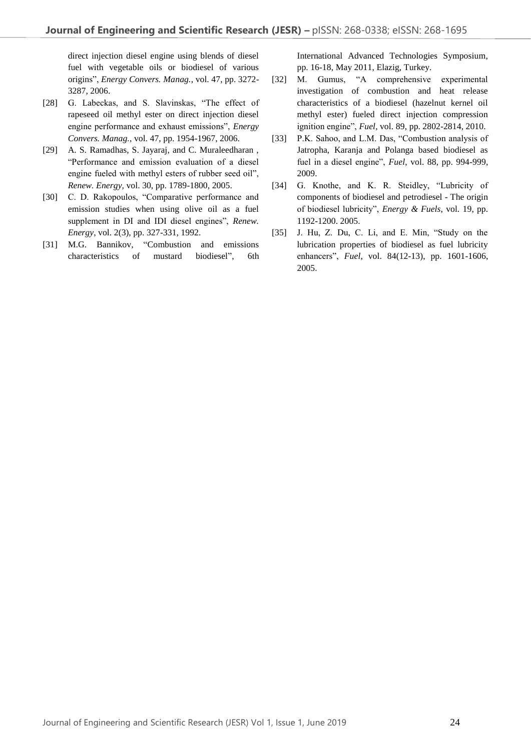direct injection diesel engine using blends of diesel fuel with vegetable oils or biodiesel of various origins", *Energy Convers. Manag.*, vol. 47, pp. 3272-3287, 2006.

[28] G. Labeckas, and S. Slavinskas, "The effect of rapeseed oil methyl ester on direct injection diesel engine performance and exhaust emissions", *Energy Convers. Manag.*, vol. 47, pp. 1954-1967, 2006.

[29] A. S. Ramadhas, S. Jayaraj, and C. Muraleedharan , "Performance and emission evaluation of a diesel engine fueled with methyl esters of rubber seed oil", *Renew. Energy*, vol. 30, pp. 1789-1800, 2005.

[30] C. D. Rakopoulos, "Comparative performance and emission studies when using olive oil as a fuel supplement in DI and IDI diesel engines", *Renew. Energy*, vol. 2(3), pp. 327-331, 1992.

[31] M.G. Bannikov, "Combustion and emissions characteristics of mustard biodiesel", 6th International Advanced Technologies Symposium, pp. 16-18, May 2011, Elazig, Turkey.

[32] M. Gumus, "A comprehensive experimental investigation of combustion and heat release characteristics of a biodiesel (hazelnut kernel oil methyl ester) fueled direct injection compression ignition engine", *Fuel*, vol. 89, pp. 2802-2814, 2010.

[33] P.K. Sahoo, and L.M. Das, "Combustion analysis of Jatropha, Karanja and Polanga based biodiesel as fuel in a diesel engine", *Fuel*, vol. 88, pp. 994-999, 2009.

[34] G. Knothe, and K. R. Steidley, "Lubricity of components of biodiesel and petrodiesel - The origin of biodiesel lubricity", *Energy & Fuels*, vol. 19, pp. 1192-1200. 2005.

[35] J. Hu, Z. Du, C. Li, and E. Min, "Study on the lubrication properties of biodiesel as fuel lubricity enhancers", *Fuel*, vol. 84(12-13), pp. 1601-1606, 2005.